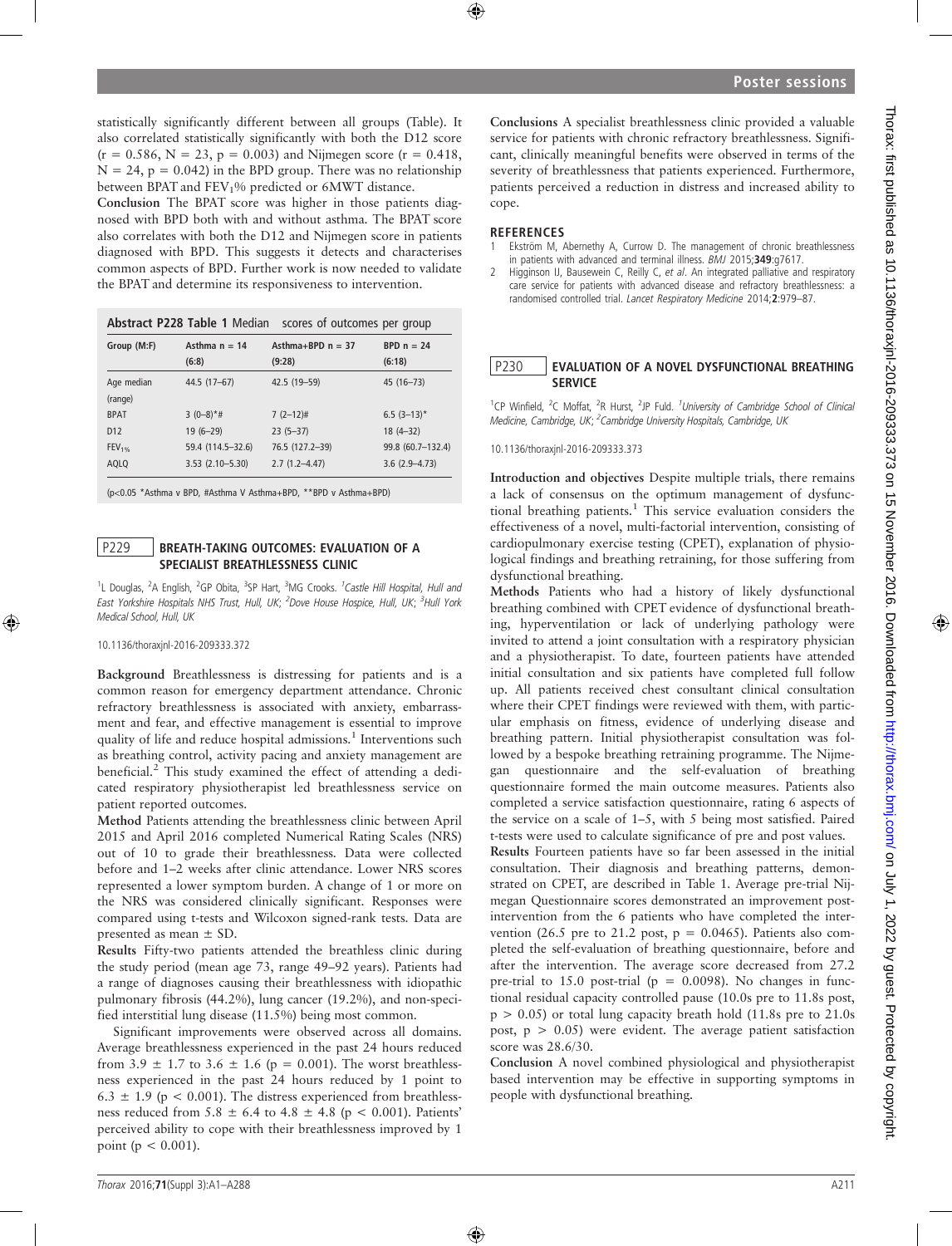statistically significantly different between all groups (Table). It also correlated statistically significantly with both the D12 score ($r = 0.586$, $N = 23$, $p = 0.003$) and Nijmegen score ($r = 0.418$, $N = 24$, $p = 0.042$) in the BPD group. There was no relationship between BPAT and $FEV_1$% predicted or 6MWT distance.

**Conclusion** The BPAT score was higher in those patients diagnosed with BPD both with and without asthma. The BPAT score also correlates with both the D12 and Nijmegen score in patients diagnosed with BPD. This suggests it detects and characterises common aspects of BPD. Further work is now needed to validate the BPAT and determine its responsiveness to intervention.

**Abstract P228 Table 1** Median scores of outcomes per group

| Group (M:F) | Asthma n = 14 (6:8) | Asthma+BPD n = 37 (9:28) | BPD n = 24 (6:18) |
|---|---|---|---|
| Age median (range) | 44.5 (17–67) | 42.5 (19–59) | 45 (16–73) |
| BPAT | 3 (0–8)*# | 7 (2–12)# | 6.5 (3–13)* |
| D12 | 19 (6–29) | 23 (5–37) | 18 (4–32) |
| $FEV_{1\%}$ | 59.4 (114.5–32.6) | 76.5 (127.2–39) | 99.8 (60.7–132.4) |
| AQLQ | 3.53 (2.10–5.30) | 2.7 (1.2–4.47) | 3.6 (2.9–4.73) |

($p<0.05$ *Asthma v BPD, #Asthma V Asthma+BPD, **BPD v Asthma+BPD)

## P229 BREATH-TAKING OUTCOMES: EVALUATION OF A SPECIALIST BREATHLESSNESS CLINIC

[1]L Douglas, [2]A English, [2]GP Obita, [3]SP Hart, [3]MG Crooks. [1]*Castle Hill Hospital, Hull and East Yorkshire Hospitals NHS Trust, Hull, UK;* [2]*Dove House Hospice, Hull, UK;* [3]*Hull York Medical School, Hull, UK*

10.1136/thoraxjnl-2016-209333.372

**Background** Breathlessness is distressing for patients and is a common reason for emergency department attendance. Chronic refractory breathlessness is associated with anxiety, embarrassment and fear, and effective management is essential to improve quality of life and reduce hospital admissions.[1] Interventions such as breathing control, activity pacing and anxiety management are beneficial.[2] This study examined the effect of attending a dedicated respiratory physiotherapist led breathlessness service on patient reported outcomes.

**Method** Patients attending the breathlessness clinic between April 2015 and April 2016 completed Numerical Rating Scales (NRS) out of 10 to grade their breathlessness. Data were collected before and 1–2 weeks after clinic attendance. Lower NRS scores represented a lower symptom burden. A change of 1 or more on the NRS was considered clinically significant. Responses were compared using t-tests and Wilcoxon signed-rank tests. Data are presented as mean ± SD.

**Results** Fifty-two patients attended the breathless clinic during the study period (mean age 73, range 49–92 years). Patients had a range of diagnoses causing their breathlessness with idiopathic pulmonary fibrosis (44.2%), lung cancer (19.2%), and non-specified interstitial lung disease (11.5%) being most common.

Significant improvements were observed across all domains. Average breathlessness experienced in the past 24 hours reduced from $3.9 \pm 1.7$ to $3.6 \pm 1.6$ ($p = 0.001$). The worst breathlessness experienced in the past 24 hours reduced by 1 point to $6.3 \pm 1.9$ ($p < 0.001$). The distress experienced from breathlessness reduced from $5.8 \pm 6.4$ to $4.8 \pm 4.8$ ($p < 0.001$). Patients' perceived ability to cope with their breathlessness improved by 1 point ($p < 0.001$).

**Conclusions** A specialist breathlessness clinic provided a valuable service for patients with chronic refractory breathlessness. Significant, clinically meaningful benefits were observed in terms of the severity of breathlessness that patients experienced. Furthermore, patients perceived a reduction in distress and increased ability to cope.

### REFERENCES

1. Ekström M, Abernethy A, Currow D. The management of chronic breathlessness in patients with advanced and terminal illness. *BMJ* 2015;**349**:g7617.
2. Higginson IJ, Bausewein C, Reilly C, *et al*. An integrated palliative and respiratory care service for patients with advanced disease and refractory breathlessness: a randomised controlled trial. *Lancet Respiratory Medicine* 2014;**2**:979–87.

## P230 EVALUATION OF A NOVEL DYSFUNCTIONAL BREATHING SERVICE

[1]CP Winfield, [2]C Moffat, [2]R Hurst, [2]JP Fuld. [1]*University of Cambridge School of Clinical Medicine, Cambridge, UK;* [2]*Cambridge University Hospitals, Cambridge, UK*

10.1136/thoraxjnl-2016-209333.373

**Introduction and objectives** Despite multiple trials, there remains a lack of consensus on the optimum management of dysfunctional breathing patients.[1] This service evaluation considers the effectiveness of a novel, multi-factorial intervention, consisting of cardiopulmonary exercise testing (CPET), explanation of physiological findings and breathing retraining, for those suffering from dysfunctional breathing.

**Methods** Patients who had a history of likely dysfunctional breathing combined with CPET evidence of dysfunctional breathing, hyperventilation or lack of underlying pathology were invited to attend a joint consultation with a respiratory physician and a physiotherapist. To date, fourteen patients have attended initial consultation and six patients have completed full follow up. All patients received chest consultant clinical consultation where their CPET findings were reviewed with them, with particular emphasis on fitness, evidence of underlying disease and breathing pattern. Initial physiotherapist consultation was followed by a bespoke breathing retraining programme. The Nijmegan questionnaire and the self-evaluation of breathing questionnaire formed the main outcome measures. Patients also completed a service satisfaction questionnaire, rating 6 aspects of the service on a scale of 1–5, with 5 being most satisfied. Paired t-tests were used to calculate significance of pre and post values.

**Results** Fourteen patients have so far been assessed in the initial consultation. Their diagnosis and breathing patterns, demonstrated on CPET, are described in Table 1. Average pre-trial Nijmegan Questionnaire scores demonstrated an improvement post-intervention from the 6 patients who have completed the intervention (26.5 pre to 21.2 post, $p = 0.0465$). Patients also completed the self-evaluation of breathing questionnaire, before and after the intervention. The average score decreased from 27.2 pre-trial to 15.0 post-trial ($p = 0.0098$). No changes in functional residual capacity controlled pause (10.0s pre to 11.8s post, $p > 0.05$) or total lung capacity breath hold (11.8s pre to 21.0s post, $p > 0.05$) were evident. The average patient satisfaction score was 28.6/30.

**Conclusion** A novel combined physiological and physiotherapist based intervention may be effective in supporting symptoms in people with dysfunctional breathing.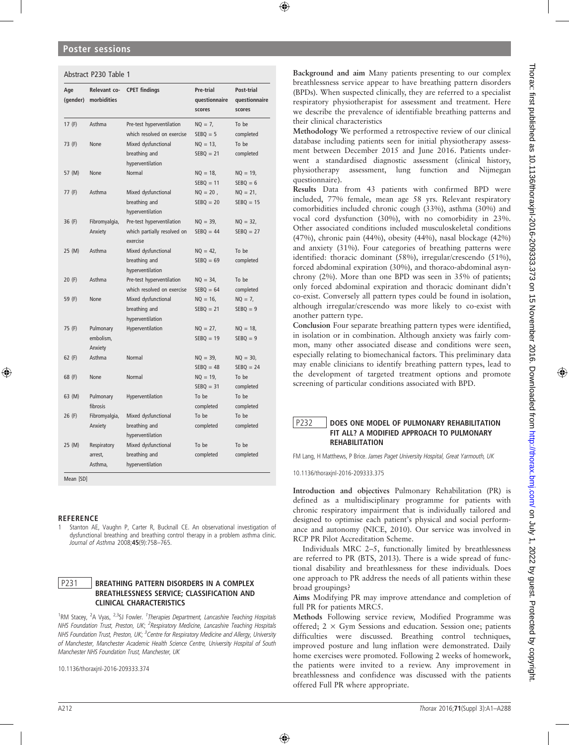Abstract P230 Table 1

| Age (gender) | Relevant co-morbidities | CPET findings | Pre-trial questionnaire scores | Post-trial questionnaire scores |
|---|---|---|---|---|
| 17 (F) | Asthma | Pre-test hyperventilation which resolved on exercise | NQ = 7, SEBQ = 5 | To be completed |
| 73 (F) | None | Mixed dysfunctional breathing and hyperventilation | NQ = 13, SEBQ = 21 | To be completed |
| 57 (M) | None | Normal | NQ = 18, SEBQ = 11 | NQ = 19, SEBQ = 6 |
| 77 (F) | Asthma | Mixed dysfunctional breathing and hyperventilation | NQ = 20 , SEBQ = 20 | NQ = 21, SEBQ = 15 |
| 36 (F) | Fibromyalgia, Anxiety | Pre-test hyperventilation which partially resolved on exercise | NQ = 39, SEBQ = 44 | NQ = 32, SEBQ = 27 |
| 25 (M) | Asthma | Mixed dysfunctional breathing and hyperventilation | NQ = 42, SEBQ = 69 | To be completed |
| 20 (F) | Asthma | Pre-test hyperventilation which resolved on exercise | NQ = 34, SEBQ = 64 | To be completed |
| 59 (F) | None | Mixed dysfunctional breathing and hyperventilation | NQ = 16, SEBQ = 21 | NQ = 7, SEBQ = 9 |
| 75 (F) | Pulmonary embolism, Anxiety | Hyperventilation | NQ = 27, SEBQ = 19 | NQ = 18, SEBQ = 9 |
| 62 (F) | Asthma | Normal | NQ = 39, SEBQ = 48 | NQ = 30, SEBQ = 24 |
| 68 (F) | None | Normal | NQ = 19, SEBQ = 31 | To be completed |
| 63 (M) | Pulmonary fibrosis | Hyperventilation | To be completed | To be completed |
| 26 (F) | Fibromyalgia, Anxiety | Mixed dysfunctional breathing and hyperventilation | To be completed | To be completed |
| 25 (M) | Respiratory arrest, Asthma, | Mixed dysfunctional breathing and hyperventilation | To be completed | To be completed |

Mean [SD]

## REFERENCE

1. Stanton AE, Vaughn P, Carter R, Bucknall CE. An observational investigation of dysfunctional breathing and breathing control therapy in a problem asthma clinic. *Journal of Asthma* 2008;**45**(9):758–765.

## P231 BREATHING PATTERN DISORDERS IN A COMPLEX BREATHLESSNESS SERVICE; CLASSIFICATION AND CLINICAL CHARACTERISTICS

[1]RM Stacey, [2]A Vyas, [2,3]SJ Fowler. [1]*Therapies Department, Lancashire Teaching Hospitals NHS Foundation Trust, Preston, UK*; [2]*Respiratory Medicine, Lancashire Teaching Hospitals NHS Foundation Trust, Preston, UK*; [3]*Centre for Respiratory Medicine and Allergy, University of Manchester, Manchester Academic Health Science Centre, University Hospital of South Manchester NHS Foundation Trust, Manchester, UK*

10.1136/thoraxjnl-2016-209333.374

**Background and aim** Many patients presenting to our complex breathlessness service appear to have breathing pattern disorders (BPDs). When suspected clinically, they are referred to a specialist respiratory physiotherapist for assessment and treatment. Here we describe the prevalence of identifiable breathing patterns and their clinical characteristics

**Methodology** We performed a retrospective review of our clinical database including patients seen for initial physiotherapy assessment between December 2015 and June 2016. Patients underwent a standardised diagnostic assessment (clinical history, physiotherapy assessment, lung function and Nijmegan questionnaire).

**Results** Data from 43 patients with confirmed BPD were included, 77% female, mean age 58 yrs. Relevant respiratory comorbidities included chronic cough (33%), asthma (30%) and vocal cord dysfunction (30%), with no comorbidity in 23%. Other associated conditions included musculoskeletal conditions (47%), chronic pain (44%), obesity (44%), nasal blockage (42%) and anxiety (31%). Four categories of breathing patterns were identified: thoracic dominant (58%), irregular/crescendo (51%), forced abdominal expiration (30%), and thoraco-abdominal asynchrony (2%). More than one BPD was seen in 35% of patients; only forced abdominal expiration and thoracic dominant didn't co-exist. Conversely all pattern types could be found in isolation, although irregular/crescendo was more likely to co-exist with another pattern type.

**Conclusion** Four separate breathing pattern types were identified, in isolation or in combination. Although anxiety was fairly common, many other associated disease and conditions were seen, especially relating to biomechanical factors. This preliminary data may enable clinicians to identify breathing pattern types, lead to the development of targeted treatment options and promote screening of particular conditions associated with BPD.

## P232 DOES ONE MODEL OF PULMONARY REHABILITATION FIT ALL? A MODIFIED APPROACH TO PULMONARY REHABILITATION

FM Lang, H Matthews, P Brice. *James Paget University Hospital, Great Yarmouth, UK*

10.1136/thoraxjnl-2016-209333.375

**Introduction and objectives** Pulmonary Rehabilitation (PR) is defined as a multidisciplinary programme for patients with chronic respiratory impairment that is individually tailored and designed to optimise each patient's physical and social performance and autonomy (NICE, 2010). Our service was involved in RCP PR Pilot Accreditation Scheme.

Individuals MRC 2–5, functionally limited by breathlessness are referred to PR (BTS, 2013). There is a wide spread of functional disability and breathlessness for these individuals. Does one approach to PR address the needs of all patients within these broad groupings?

**Aims** Modifying PR may improve attendance and completion of full PR for patients MRC5.

**Methods** Following service review, Modified Programme was offered; 2 × Gym Sessions and education. Session one; patients difficulties were discussed. Breathing control techniques, improved posture and lung inflation were demonstrated. Daily home exercises were promoted. Following 2 weeks of homework, the patients were invited to a review. Any improvement in breathlessness and confidence was discussed with the patients offered Full PR where appropriate.